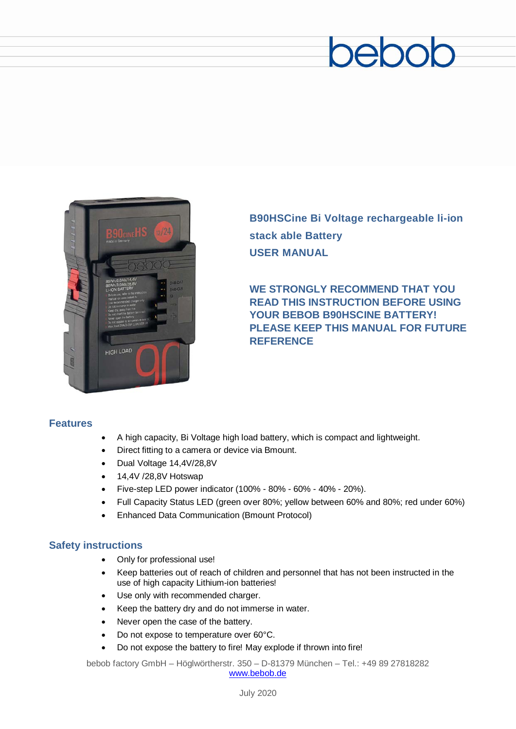bebob

**B90HSCine Bi Voltage rechargeable li-ion stack able Battery**
**USER MANUAL**

**WE STRONGLY RECOMMEND THAT YOU READ THIS INSTRUCTION BEFORE USING YOUR BEBOB B90HSCINE BATTERY! PLEASE KEEP THIS MANUAL FOR FUTURE REFERENCE**

## Features

- A high capacity, Bi Voltage high load battery, which is compact and lightweight.
- Direct fitting to a camera or device via Bmount.
- Dual Voltage 14,4V/28,8V
- 14,4V /28,8V Hotswap
- Five-step LED power indicator (100% - 80% - 60% - 40% - 20%).
- Full Capacity Status LED (green over 80%; yellow between 60% and 80%; red under 60%)
- Enhanced Data Communication (Bmount Protocol)

## Safety instructions

- Only for professional use!
- Keep batteries out of reach of children and personnel that has not been instructed in the use of high capacity Lithium-ion batteries!
- Use only with recommended charger.
- Keep the battery dry and do not immerse in water.
- Never open the case of the battery.
- Do not expose to temperature over 60°C.
- Do not expose the battery to fire! May explode if thrown into fire!

bebob factory GmbH – Höglwörtherstr. 350 – D-81379 München – Tel.: +49 89 27818282
www.bebob.de

July 2020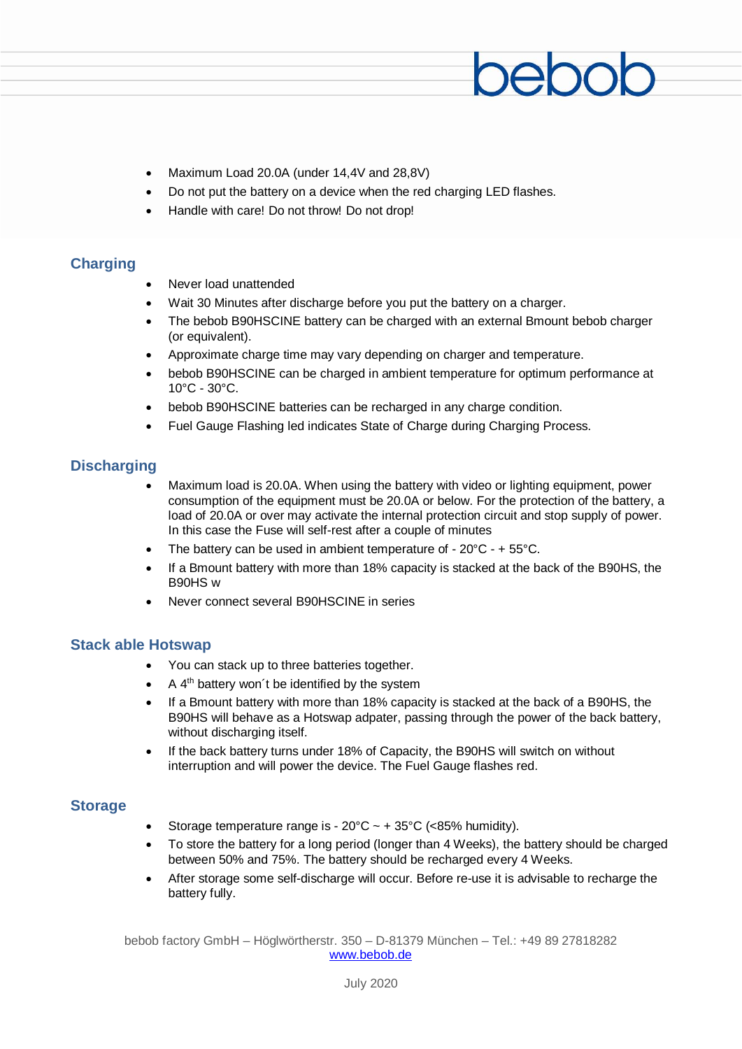- Maximum Load 20.0A (under 14,4V and 28,8V)
- Do not put the battery on a device when the red charging LED flashes.
- Handle with care! Do not throw! Do not drop!

## Charging

- Never load unattended
- Wait 30 Minutes after discharge before you put the battery on a charger.
- The bebob B90HSCINE battery can be charged with an external Bmount bebob charger (or equivalent).
- Approximate charge time may vary depending on charger and temperature.
- bebob B90HSCINE can be charged in ambient temperature for optimum performance at 10°C - 30°C.
- bebob B90HSCINE batteries can be recharged in any charge condition.
- Fuel Gauge Flashing led indicates State of Charge during Charging Process.

## Discharging

- Maximum load is 20.0A. When using the battery with video or lighting equipment, power consumption of the equipment must be 20.0A or below. For the protection of the battery, a load of 20.0A or over may activate the internal protection circuit and stop supply of power. In this case the Fuse will self-rest after a couple of minutes
- The battery can be used in ambient temperature of - 20°C - + 55°C.
- If a Bmount battery with more than 18% capacity is stacked at the back of the B90HS, the B90HS w
- Never connect several B90HSCINE in series

## Stack able Hotswap

- You can stack up to three batteries together.
- A 4th battery won´t be identified by the system
- If a Bmount battery with more than 18% capacity is stacked at the back of a B90HS, the B90HS will behave as a Hotswap adpater, passing through the power of the back battery, without discharging itself.
- If the back battery turns under 18% of Capacity, the B90HS will switch on without interruption and will power the device. The Fuel Gauge flashes red.

## Storage

- Storage temperature range is - 20°C ~ + 35°C (<85% humidity).
- To store the battery for a long period (longer than 4 Weeks), the battery should be charged between 50% and 75%. The battery should be recharged every 4 Weeks.
- After storage some self-discharge will occur. Before re-use it is advisable to recharge the battery fully.

bebob factory GmbH – Höglwörtherstr. 350 – D-81379 München – Tel.: +49 89 27818282
www.bebob.de

July 2020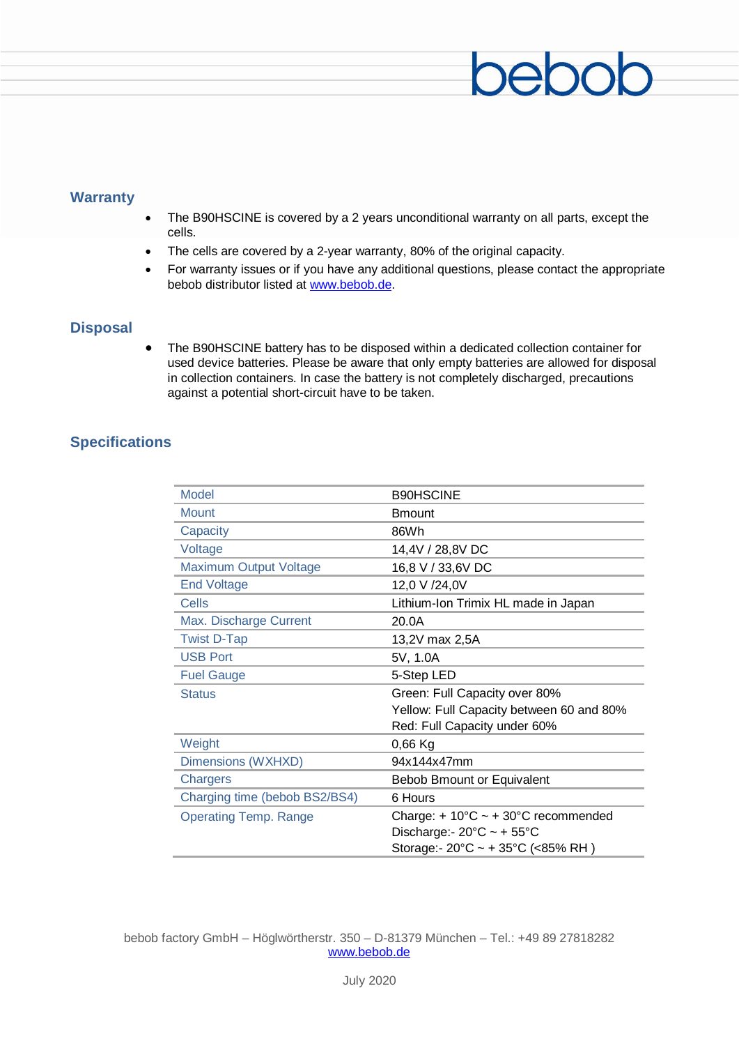## Warranty

- The B90HSCINE is covered by a 2 years unconditional warranty on all parts, except the cells.
- The cells are covered by a 2-year warranty, 80% of the original capacity.
- For warranty issues or if you have any additional questions, please contact the appropriate bebob distributor listed at www.bebob.de.

## Disposal

- The B90HSCINE battery has to be disposed within a dedicated collection container for used device batteries. Please be aware that only empty batteries are allowed for disposal in collection containers. In case the battery is not completely discharged, precautions against a potential short-circuit have to be taken.

## Specifications

| | |
|---|---|
| Model | B90HSCINE |
| Mount | Bmount |
| Capacity | 86Wh |
| Voltage | 14,4V / 28,8V DC |
| Maximum Output Voltage | 16,8 V / 33,6V DC |
| End Voltage | 12,0 V /24,0V |
| Cells | Lithium-Ion Trimix HL made in Japan |
| Max. Discharge Current | 20.0A |
| Twist D-Tap | 13,2V max 2,5A |
| USB Port | 5V, 1.0A |
| Fuel Gauge | 5-Step LED |
| Status | Green: Full Capacity over 80%<br>Yellow: Full Capacity between 60 and 80%<br>Red: Full Capacity under 60% |
| Weight | 0,66 Kg |
| Dimensions (WXHXD) | 94x144x47mm |
| Chargers | Bebob Bmount or Equivalent |
| Charging time (bebob BS2/BS4) | 6 Hours |
| Operating Temp. Range | Charge: + 10°C ~ + 30°C recommended<br>Discharge:- 20°C ~ + 55°C<br>Storage:- 20°C ~ + 35°C (<85% RH ) |

bebob factory GmbH – Höglwörtherstr. 350 – D-81379 München – Tel.: +49 89 27818282
www.bebob.de

July 2020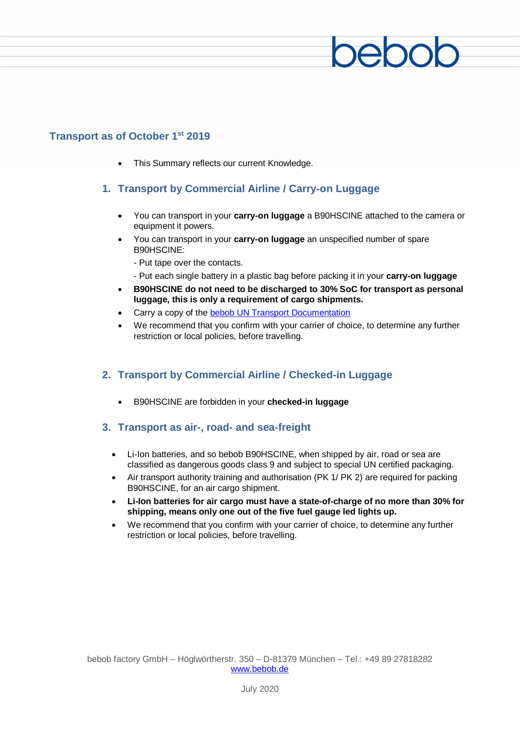## Transport as of October 1st 2019

- This Summary reflects our current Knowledge.

### 1. Transport by Commercial Airline / Carry-on Luggage

- You can transport in your **carry-on luggage** a B90HSCINE attached to the camera or equipment it powers.
- You can transport in your **carry-on luggage** an unspecified number of spare B90HSCINE:

  - Put tape over the contacts.

  - Put each single battery in a plastic bag before packing it in your **carry-on luggage**
- **B90HSCINE do not need to be discharged to 30% SoC for transport as personal luggage, this is only a requirement of cargo shipments.**
- Carry a copy of the [bebob UN Transport Documentation]()
- We recommend that you confirm with your carrier of choice, to determine any further restriction or local policies, before travelling.

### 2. Transport by Commercial Airline / Checked-in Luggage

- B90HSCINE are forbidden in your **checked-in luggage**

### 3. Transport as air-, road- and sea-freight

- Li-Ion batteries, and so bebob B90HSCINE, when shipped by air, road or sea are classified as dangerous goods class 9 and subject to special UN certified packaging.
- Air transport authority training and authorisation (PK 1/ PK 2) are required for packing B90HSCINE, for an air cargo shipment.
- **Li-Ion batteries for air cargo must have a state-of-charge of no more than 30% for shipping, means only one out of the five fuel gauge led lights up.**
- We recommend that you confirm with your carrier of choice, to determine any further restriction or local policies, before travelling.

bebob factory GmbH – Höglwörtherstr. 350 – D-81379 München – Tel.: +49 89 27818282
www.bebob.de

July 2020